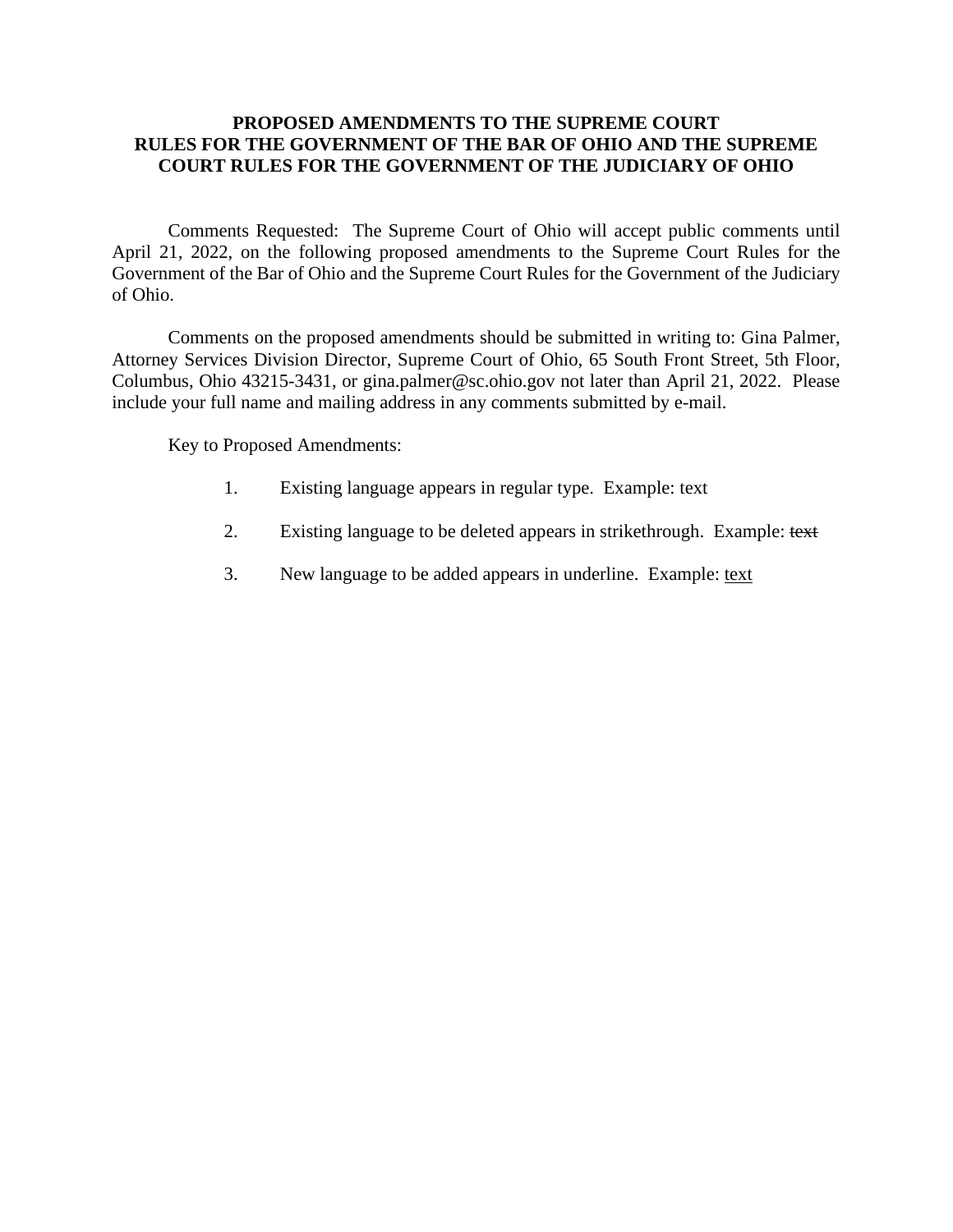# PROPOSED AMENDMENTS TO THE SUPREME COURT RULES FOR THE GOVERNMENT OF THE BAR OF OHIO AND THE SUPREME COURT RULES FOR THE GOVERNMENT OF THE JUDICIARY OF OHIO

Comments Requested: The Supreme Court of Ohio will accept public comments until April 21, 2022, on the following proposed amendments to the Supreme Court Rules for the Government of the Bar of Ohio and the Supreme Court Rules for the Government of the Judiciary of Ohio.

Comments on the proposed amendments should be submitted in writing to: Gina Palmer, Attorney Services Division Director, Supreme Court of Ohio, 65 South Front Street, 5th Floor, Columbus, Ohio 43215-3431, or gina.palmer@sc.ohio.gov not later than April 21, 2022. Please include your full name and mailing address in any comments submitted by e-mail.

Key to Proposed Amendments:

1. Existing language appears in regular type. Example: text
2. Existing language to be deleted appears in strikethrough. Example: ~~text~~
3. New language to be added appears in underline. Example: <u>text</u>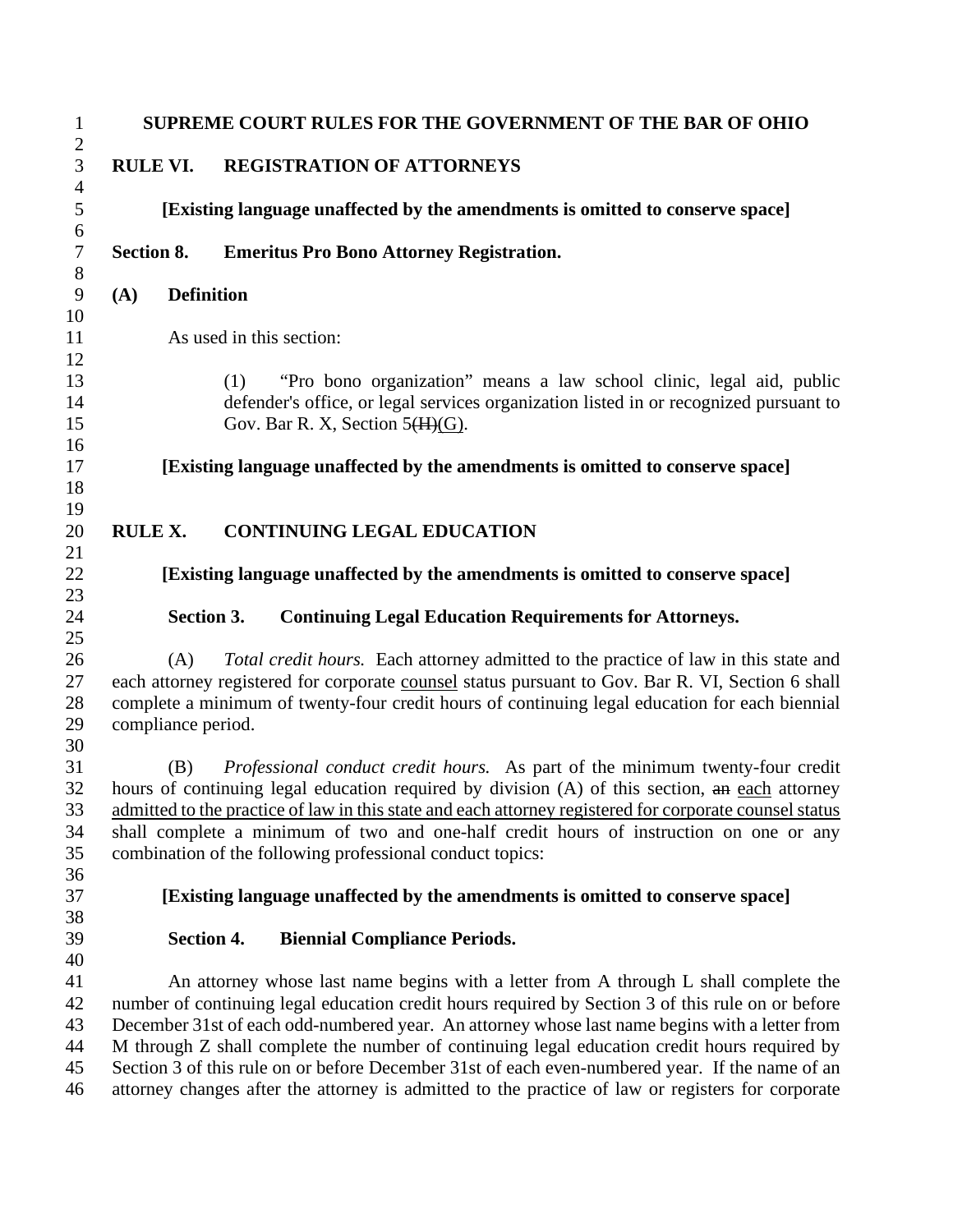# SUPREME COURT RULES FOR THE GOVERNMENT OF THE BAR OF OHIO

## RULE VI. REGISTRATION OF ATTORNEYS

**[Existing language unaffected by the amendments is omitted to conserve space]**

### Section 8. Emeritus Pro Bono Attorney Registration.

**(A) Definition**

As used in this section:

(1) "Pro bono organization" means a law school clinic, legal aid, public defender's office, or legal services organization listed in or recognized pursuant to Gov. Bar R. X, Section 5~~(H)~~<u>(G)</u>.

**[Existing language unaffected by the amendments is omitted to conserve space]**

## RULE X. CONTINUING LEGAL EDUCATION

**[Existing language unaffected by the amendments is omitted to conserve space]**

### Section 3. Continuing Legal Education Requirements for Attorneys.

(A) *Total credit hours.* Each attorney admitted to the practice of law in this state and each attorney registered for corporate <u>counsel</u> status pursuant to Gov. Bar R. VI, Section 6 shall complete a minimum of twenty-four credit hours of continuing legal education for each biennial compliance period.

(B) *Professional conduct credit hours.* As part of the minimum twenty-four credit hours of continuing legal education required by division (A) of this section, ~~an~~ <u>each</u> attorney <u>admitted to the practice of law in this state and each attorney registered for corporate counsel status</u> shall complete a minimum of two and one-half credit hours of instruction on one or any combination of the following professional conduct topics:

**[Existing language unaffected by the amendments is omitted to conserve space]**

### Section 4. Biennial Compliance Periods.

An attorney whose last name begins with a letter from A through L shall complete the number of continuing legal education credit hours required by Section 3 of this rule on or before December 31st of each odd-numbered year. An attorney whose last name begins with a letter from M through Z shall complete the number of continuing legal education credit hours required by Section 3 of this rule on or before December 31st of each even-numbered year. If the name of an attorney changes after the attorney is admitted to the practice of law or registers for corporate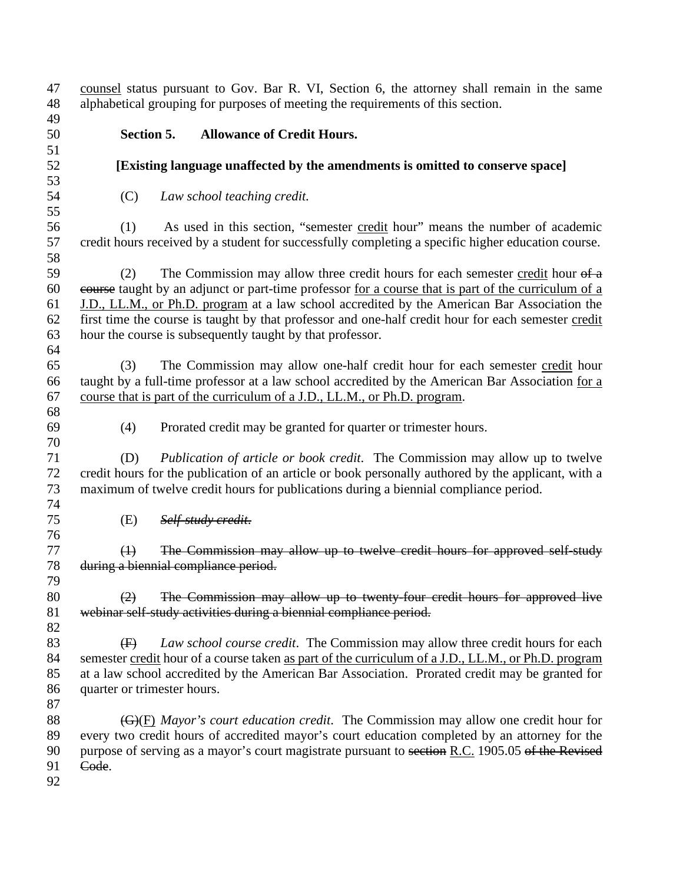<u>counsel</u> status pursuant to Gov. Bar R. VI, Section 6, the attorney shall remain in the same alphabetical grouping for purposes of meeting the requirements of this section.

**Section 5. Allowance of Credit Hours.**

**[Existing language unaffected by the amendments is omitted to conserve space]**

(C) *Law school teaching credit.*

(1) As used in this section, "semester <u>credit</u> hour" means the number of academic credit hours received by a student for successfully completing a specific higher education course.

(2) The Commission may allow three credit hours for each semester <u>credit</u> hour ~~of a course~~ taught by an adjunct or part-time professor <u>for a course that is part of the curriculum of a J.D., LL.M., or Ph.D. program</u> at a law school accredited by the American Bar Association the first time the course is taught by that professor and one-half credit hour for each semester <u>credit</u> hour the course is subsequently taught by that professor.

(3) The Commission may allow one-half credit hour for each semester <u>credit</u> hour taught by a full-time professor at a law school accredited by the American Bar Association <u>for a course that is part of the curriculum of a J.D., LL.M., or Ph.D. program</u>.

(4) Prorated credit may be granted for quarter or trimester hours.

(D) *Publication of article or book credit*. The Commission may allow up to twelve credit hours for the publication of an article or book personally authored by the applicant, with a maximum of twelve credit hours for publications during a biennial compliance period.

(E) ~~*Self-study credit*.~~

~~(1) The Commission may allow up to twelve credit hours for approved self-study during a biennial compliance period.~~

~~(2) The Commission may allow up to twenty-four credit hours for approved live webinar self-study activities during a biennial compliance period.~~

~~(F)~~ *Law school course credit*. The Commission may allow three credit hours for each semester <u>credit</u> hour of a course taken <u>as part of the curriculum of a J.D., LL.M., or Ph.D. program</u> at a law school accredited by the American Bar Association. Prorated credit may be granted for quarter or trimester hours.

~~(G)~~<u>(F)</u> *Mayor's court education credit.* The Commission may allow one credit hour for every two credit hours of accredited mayor's court education completed by an attorney for the purpose of serving as a mayor's court magistrate pursuant to ~~section~~ <u>R.C.</u> 1905.05 ~~of the Revised Code~~.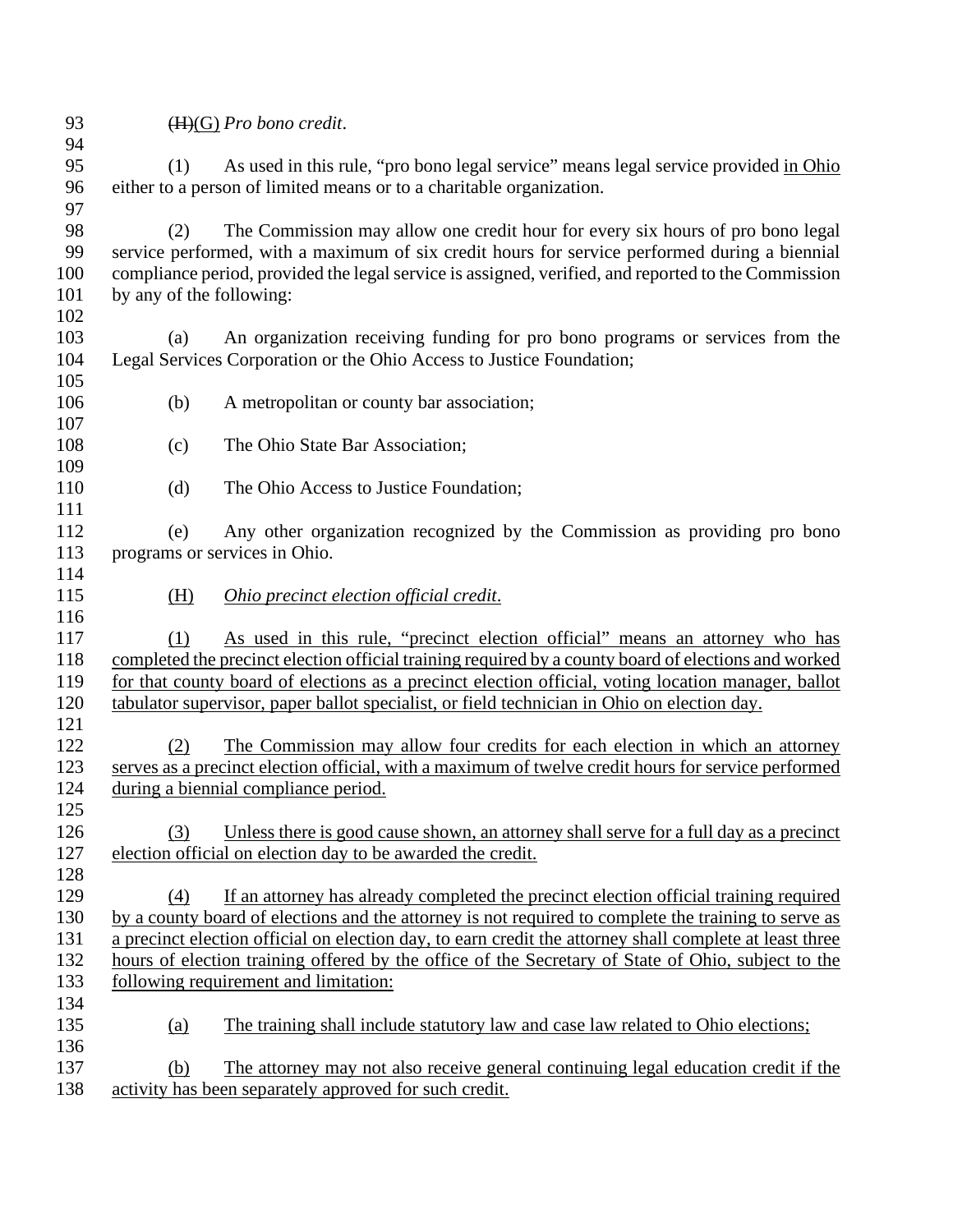~~(H)~~(G) *Pro bono credit*.

(1) As used in this rule, "pro bono legal service" means legal service provided <u>in Ohio</u> either to a person of limited means or to a charitable organization.

(2) The Commission may allow one credit hour for every six hours of pro bono legal service performed, with a maximum of six credit hours for service performed during a biennial compliance period, provided the legal service is assigned, verified, and reported to the Commission by any of the following:

(a) An organization receiving funding for pro bono programs or services from the Legal Services Corporation or the Ohio Access to Justice Foundation;

(b) A metropolitan or county bar association;

(c) The Ohio State Bar Association;

(d) The Ohio Access to Justice Foundation;

(e) Any other organization recognized by the Commission as providing pro bono programs or services in Ohio.

<u>(H) *Ohio precinct election official credit*.</u>

<u>(1) As used in this rule, "precinct election official" means an attorney who has completed the precinct election official training required by a county board of elections and worked for that county board of elections as a precinct election official, voting location manager, ballot tabulator supervisor, paper ballot specialist, or field technician in Ohio on election day.</u>

<u>(2) The Commission may allow four credits for each election in which an attorney serves as a precinct election official, with a maximum of twelve credit hours for service performed during a biennial compliance period.</u>

<u>(3) Unless there is good cause shown, an attorney shall serve for a full day as a precinct election official on election day to be awarded the credit.</u>

<u>(4) If an attorney has already completed the precinct election official training required by a county board of elections and the attorney is not required to complete the training to serve as a precinct election official on election day, to earn credit the attorney shall complete at least three hours of election training offered by the office of the Secretary of State of Ohio, subject to the following requirement and limitation:</u>

<u>(a) The training shall include statutory law and case law related to Ohio elections;</u>

<u>(b) The attorney may not also receive general continuing legal education credit if the activity has been separately approved for such credit.</u>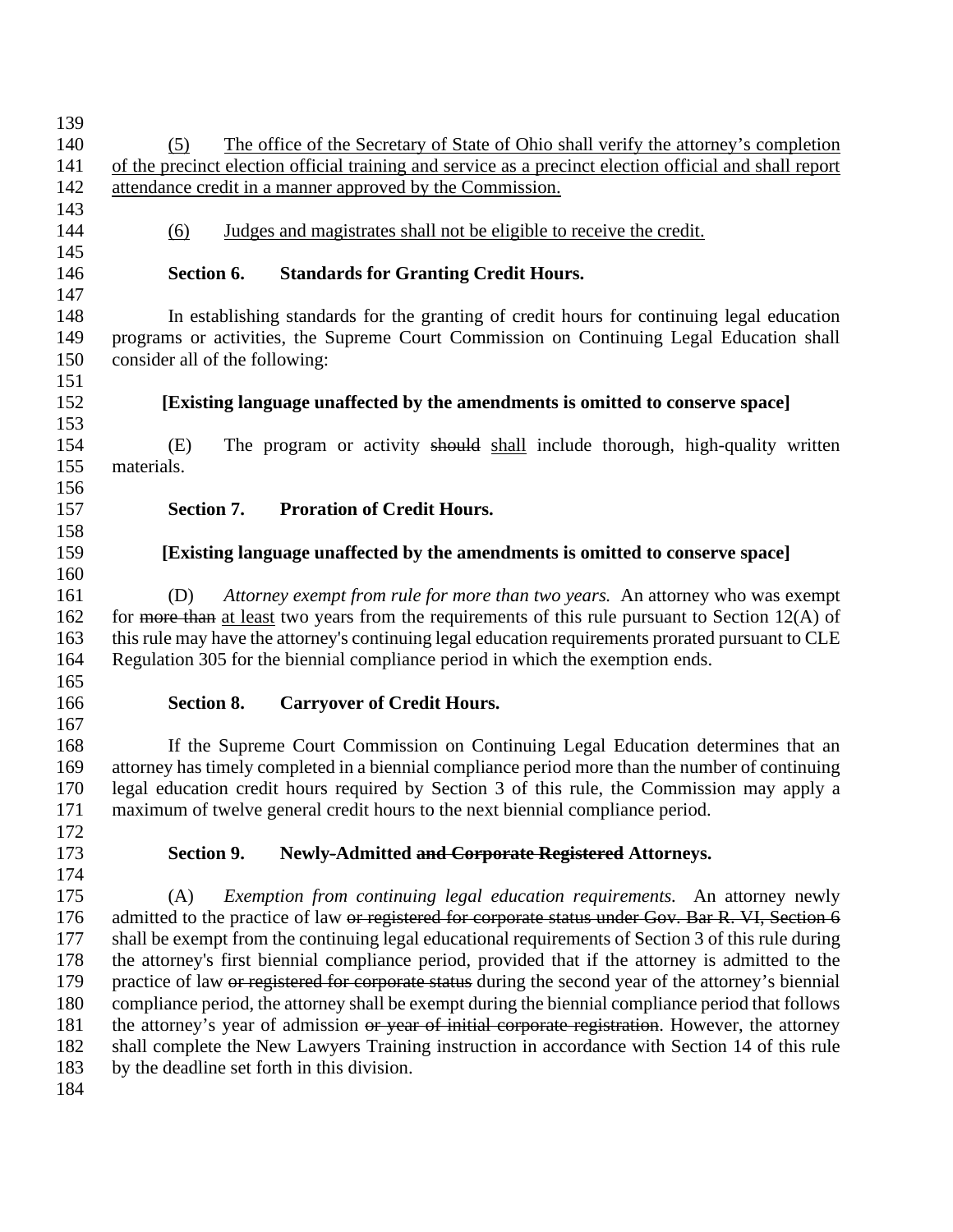(5) <u>The office of the Secretary of State of Ohio shall verify the attorney's completion of the precinct election official training and service as a precinct election official and shall report attendance credit in a manner approved by the Commission.</u>

(6) <u>Judges and magistrates shall not be eligible to receive the credit.</u>

**Section 6. Standards for Granting Credit Hours.**

In establishing standards for the granting of credit hours for continuing legal education programs or activities, the Supreme Court Commission on Continuing Legal Education shall consider all of the following:

**[Existing language unaffected by the amendments is omitted to conserve space]**

(E) The program or activity ~~should~~ <u>shall</u> include thorough, high-quality written materials.

**Section 7. Proration of Credit Hours.**

**[Existing language unaffected by the amendments is omitted to conserve space]**

(D) *Attorney exempt from rule for more than two years.* An attorney who was exempt for ~~more than~~ <u>at least</u> two years from the requirements of this rule pursuant to Section 12(A) of this rule may have the attorney's continuing legal education requirements prorated pursuant to CLE Regulation 305 for the biennial compliance period in which the exemption ends.

**Section 8. Carryover of Credit Hours.**

If the Supreme Court Commission on Continuing Legal Education determines that an attorney has timely completed in a biennial compliance period more than the number of continuing legal education credit hours required by Section 3 of this rule, the Commission may apply a maximum of twelve general credit hours to the next biennial compliance period.

**Section 9. Newly-Admitted ~~and Corporate Registered~~ Attorneys.**

(A) *Exemption from continuing legal education requirements.* An attorney newly admitted to the practice of law ~~or registered for corporate status under Gov. Bar R. VI, Section 6~~ shall be exempt from the continuing legal educational requirements of Section 3 of this rule during the attorney's first biennial compliance period, provided that if the attorney is admitted to the practice of law ~~or registered for corporate status~~ during the second year of the attorney's biennial compliance period, the attorney shall be exempt during the biennial compliance period that follows the attorney's year of admission ~~or year of initial corporate registration~~. However, the attorney shall complete the New Lawyers Training instruction in accordance with Section 14 of this rule by the deadline set forth in this division.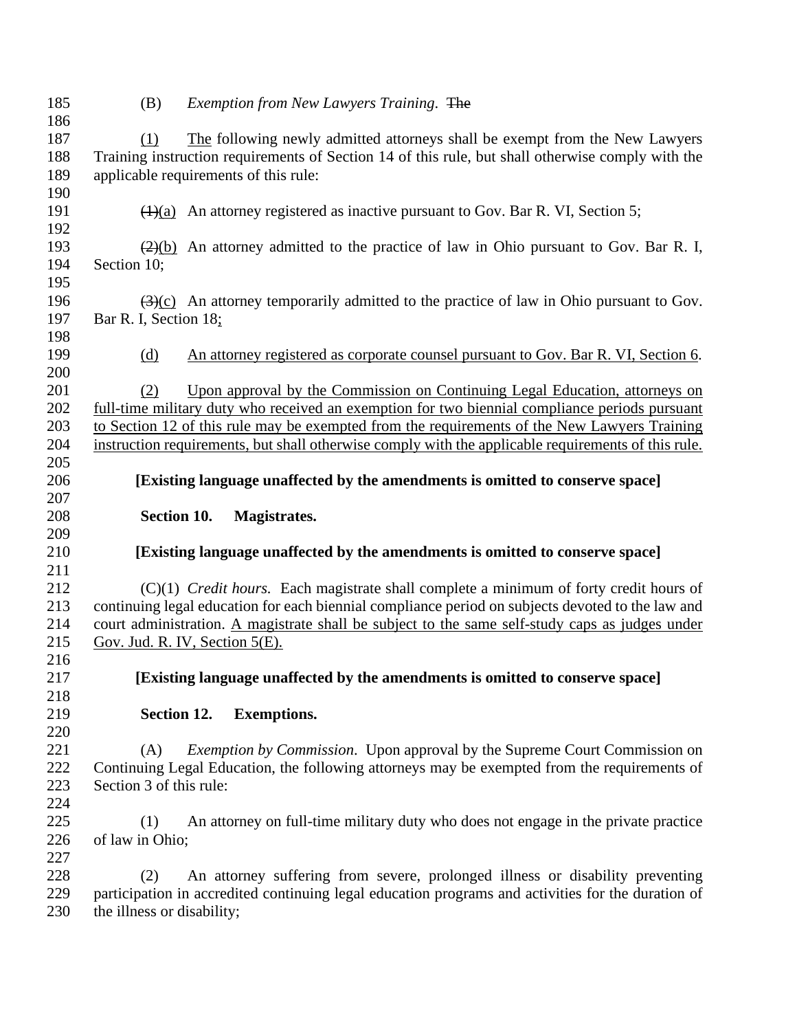(B) *Exemption from New Lawyers Training.* ~~The~~

(1) The following newly admitted attorneys shall be exempt from the New Lawyers Training instruction requirements of Section 14 of this rule, but shall otherwise comply with the applicable requirements of this rule:

~~(1)~~(a) An attorney registered as inactive pursuant to Gov. Bar R. VI, Section 5;

~~(2)~~(b) An attorney admitted to the practice of law in Ohio pursuant to Gov. Bar R. I, Section 10;

~~(3)~~(c) An attorney temporarily admitted to the practice of law in Ohio pursuant to Gov. Bar R. I, Section 18;

(d) An attorney registered as corporate counsel pursuant to Gov. Bar R. VI, Section 6.

(2) Upon approval by the Commission on Continuing Legal Education, attorneys on full-time military duty who received an exemption for two biennial compliance periods pursuant to Section 12 of this rule may be exempted from the requirements of the New Lawyers Training instruction requirements, but shall otherwise comply with the applicable requirements of this rule.

**[Existing language unaffected by the amendments is omitted to conserve space]**

**Section 10. Magistrates.**

**[Existing language unaffected by the amendments is omitted to conserve space]**

(C)(1) *Credit hours.* Each magistrate shall complete a minimum of forty credit hours of continuing legal education for each biennial compliance period on subjects devoted to the law and court administration. A magistrate shall be subject to the same self-study caps as judges under Gov. Jud. R. IV, Section 5(E).

**[Existing language unaffected by the amendments is omitted to conserve space]**

**Section 12. Exemptions.**

(A) *Exemption by Commission.* Upon approval by the Supreme Court Commission on Continuing Legal Education, the following attorneys may be exempted from the requirements of Section 3 of this rule:

(1) An attorney on full-time military duty who does not engage in the private practice of law in Ohio;

(2) An attorney suffering from severe, prolonged illness or disability preventing participation in accredited continuing legal education programs and activities for the duration of the illness or disability;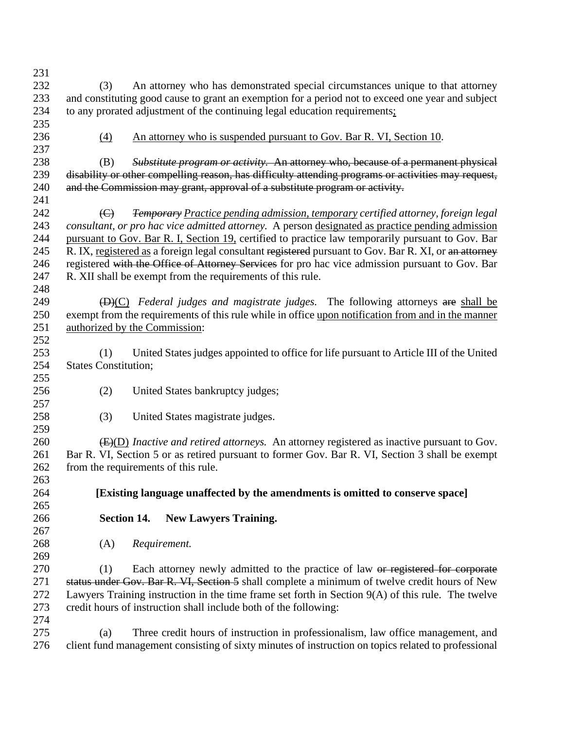(3) An attorney who has demonstrated special circumstances unique to that attorney and constituting good cause to grant an exemption for a period not to exceed one year and subject to any prorated adjustment of the continuing legal education requirements<ins>;</ins>

<ins>(4)</ins> <ins>An attorney who is suspended pursuant to Gov. Bar R. VI, Section 10</ins>.

~~(B) *Substitute program or activity.* An attorney who, because of a permanent physical disability or other compelling reason, has difficulty attending programs or activities may request, and the Commission may grant, approval of a substitute program or activity.~~

~~(C)~~ ~~*Temporary*~~ *<ins>Practice pending admission, temporary</ins> certified attorney, foreign legal consultant, or pro hac vice admitted attorney.* A person <ins>designated as practice pending admission pursuant to Gov. Bar R. I, Section 19,</ins> certified to practice law temporarily pursuant to Gov. Bar R. IX, <ins>registered as</ins> a foreign legal consultant ~~registered~~ pursuant to Gov. Bar R. XI, or ~~an attorney~~ registered ~~with the Office of Attorney Services~~ for pro hac vice admission pursuant to Gov. Bar R. XII shall be exempt from the requirements of this rule.

~~(D)~~<ins>(C)</ins> *Federal judges and magistrate judges.* The following attorneys ~~are~~ <ins>shall be</ins> exempt from the requirements of this rule while in office <ins>upon notification from and in the manner authorized by the Commission</ins>:

(1) United States judges appointed to office for life pursuant to Article III of the United States Constitution;

(2) United States bankruptcy judges;

(3) United States magistrate judges.

~~(E)~~<ins>(D)</ins> *Inactive and retired attorneys.* An attorney registered as inactive pursuant to Gov. Bar R. VI, Section 5 or as retired pursuant to former Gov. Bar R. VI, Section 3 shall be exempt from the requirements of this rule.

**[Existing language unaffected by the amendments is omitted to conserve space]**

**Section 14. New Lawyers Training.**

(A) *Requirement.*

(1) Each attorney newly admitted to the practice of law ~~or registered for corporate status under Gov. Bar R. VI, Section 5~~ shall complete a minimum of twelve credit hours of New Lawyers Training instruction in the time frame set forth in Section 9(A) of this rule. The twelve credit hours of instruction shall include both of the following:

(a) Three credit hours of instruction in professionalism, law office management, and client fund management consisting of sixty minutes of instruction on topics related to professional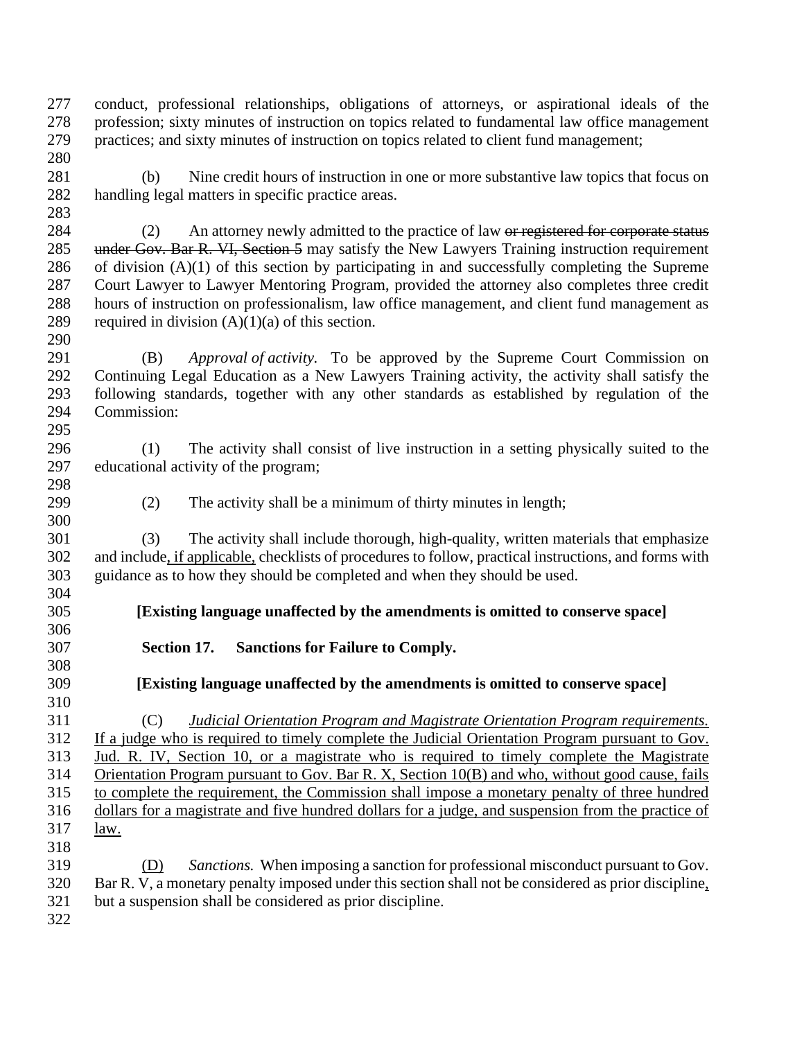conduct, professional relationships, obligations of attorneys, or aspirational ideals of the profession; sixty minutes of instruction on topics related to fundamental law office management practices; and sixty minutes of instruction on topics related to client fund management;

(b) Nine credit hours of instruction in one or more substantive law topics that focus on handling legal matters in specific practice areas.

(2) An attorney newly admitted to the practice of law ~~or registered for corporate status under Gov. Bar R. VI, Section 5~~ may satisfy the New Lawyers Training instruction requirement of division (A)(1) of this section by participating in and successfully completing the Supreme Court Lawyer to Lawyer Mentoring Program, provided the attorney also completes three credit hours of instruction on professionalism, law office management, and client fund management as required in division (A)(1)(a) of this section.

(B) *Approval of activity.* To be approved by the Supreme Court Commission on Continuing Legal Education as a New Lawyers Training activity, the activity shall satisfy the following standards, together with any other standards as established by regulation of the Commission:

(1) The activity shall consist of live instruction in a setting physically suited to the educational activity of the program;

(2) The activity shall be a minimum of thirty minutes in length;

(3) The activity shall include thorough, high-quality, written materials that emphasize and include<u>, if applicable,</u> checklists of procedures to follow, practical instructions, and forms with guidance as to how they should be completed and when they should be used.

**[Existing language unaffected by the amendments is omitted to conserve space]**

**Section 17. Sanctions for Failure to Comply.**

**[Existing language unaffected by the amendments is omitted to conserve space]**

<u>(C) *Judicial Orientation Program and Magistrate Orientation Program requirements.* If a judge who is required to timely complete the Judicial Orientation Program pursuant to Gov. Jud. R. IV, Section 10, or a magistrate who is required to timely complete the Magistrate Orientation Program pursuant to Gov. Bar R. X, Section 10(B) and who, without good cause, fails to complete the requirement, the Commission shall impose a monetary penalty of three hundred dollars for a magistrate and five hundred dollars for a judge, and suspension from the practice of law.</u>

<u>(D)</u> *Sanctions.* When imposing a sanction for professional misconduct pursuant to Gov. Bar R. V, a monetary penalty imposed under this section shall not be considered as prior discipline<u>,</u> but a suspension shall be considered as prior discipline.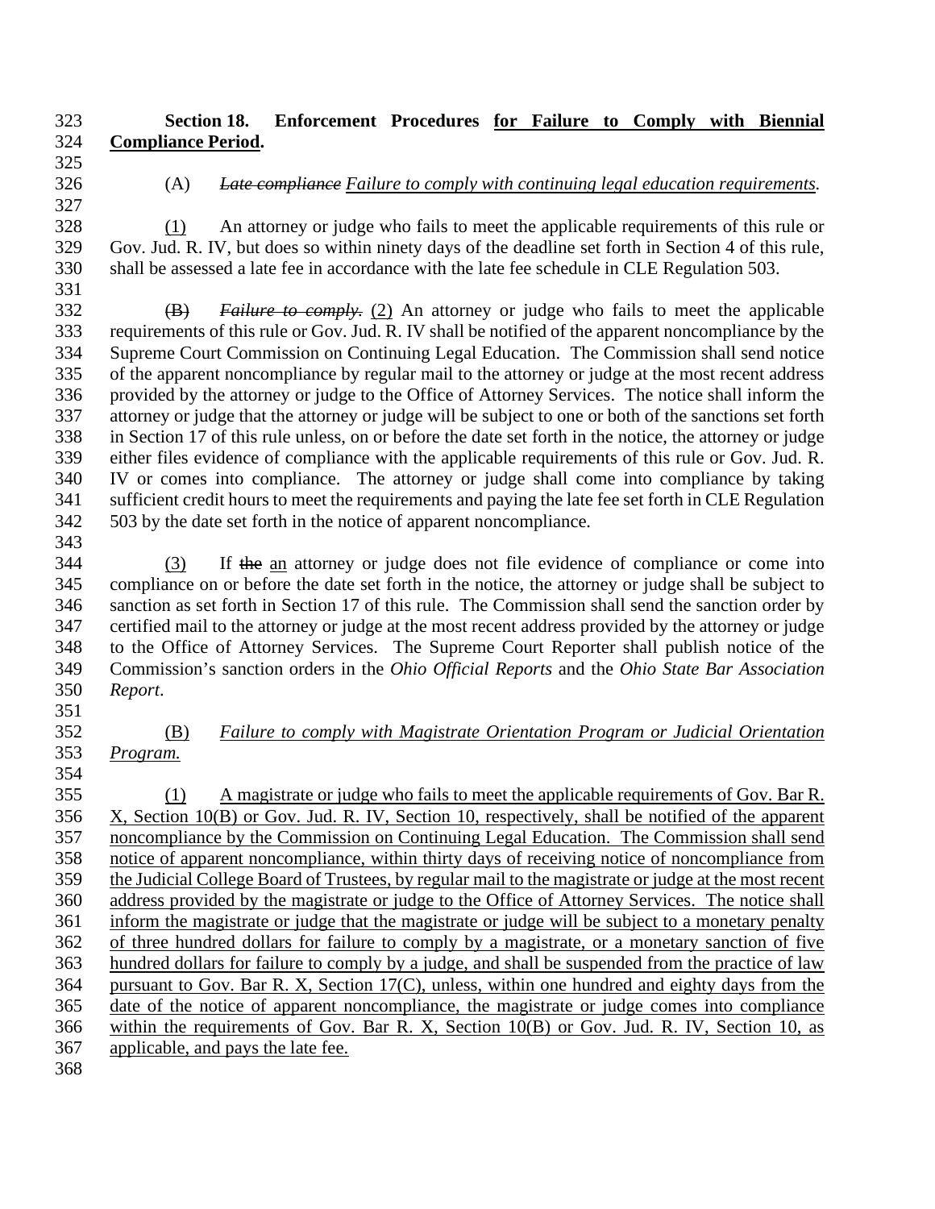**Section 18. Enforcement Procedures for Failure to Comply with Biennial Compliance Period.**

(A) ~~*Late compliance*~~ *Failure to comply with continuing legal education requirements.*

(1) An attorney or judge who fails to meet the applicable requirements of this rule or Gov. Jud. R. IV, but does so within ninety days of the deadline set forth in Section 4 of this rule, shall be assessed a late fee in accordance with the late fee schedule in CLE Regulation 503.

~~(B)~~ ~~*Failure to comply.*~~ (2) An attorney or judge who fails to meet the applicable requirements of this rule or Gov. Jud. R. IV shall be notified of the apparent noncompliance by the Supreme Court Commission on Continuing Legal Education. The Commission shall send notice of the apparent noncompliance by regular mail to the attorney or judge at the most recent address provided by the attorney or judge to the Office of Attorney Services. The notice shall inform the attorney or judge that the attorney or judge will be subject to one or both of the sanctions set forth in Section 17 of this rule unless, on or before the date set forth in the notice, the attorney or judge either files evidence of compliance with the applicable requirements of this rule or Gov. Jud. R. IV or comes into compliance. The attorney or judge shall come into compliance by taking sufficient credit hours to meet the requirements and paying the late fee set forth in CLE Regulation 503 by the date set forth in the notice of apparent noncompliance.

(3) If ~~the~~ an attorney or judge does not file evidence of compliance or come into compliance on or before the date set forth in the notice, the attorney or judge shall be subject to sanction as set forth in Section 17 of this rule. The Commission shall send the sanction order by certified mail to the attorney or judge at the most recent address provided by the attorney or judge to the Office of Attorney Services. The Supreme Court Reporter shall publish notice of the Commission's sanction orders in the *Ohio Official Reports* and the *Ohio State Bar Association Report*.

(B) *Failure to comply with Magistrate Orientation Program or Judicial Orientation Program.*

(1) A magistrate or judge who fails to meet the applicable requirements of Gov. Bar R. X, Section 10(B) or Gov. Jud. R. IV, Section 10, respectively, shall be notified of the apparent noncompliance by the Commission on Continuing Legal Education. The Commission shall send notice of apparent noncompliance, within thirty days of receiving notice of noncompliance from the Judicial College Board of Trustees, by regular mail to the magistrate or judge at the most recent address provided by the magistrate or judge to the Office of Attorney Services. The notice shall inform the magistrate or judge that the magistrate or judge will be subject to a monetary penalty of three hundred dollars for failure to comply by a magistrate, or a monetary sanction of five hundred dollars for failure to comply by a judge, and shall be suspended from the practice of law pursuant to Gov. Bar R. X, Section 17(C), unless, within one hundred and eighty days from the date of the notice of apparent noncompliance, the magistrate or judge comes into compliance within the requirements of Gov. Bar R. X, Section 10(B) or Gov. Jud. R. IV, Section 10, as applicable, and pays the late fee.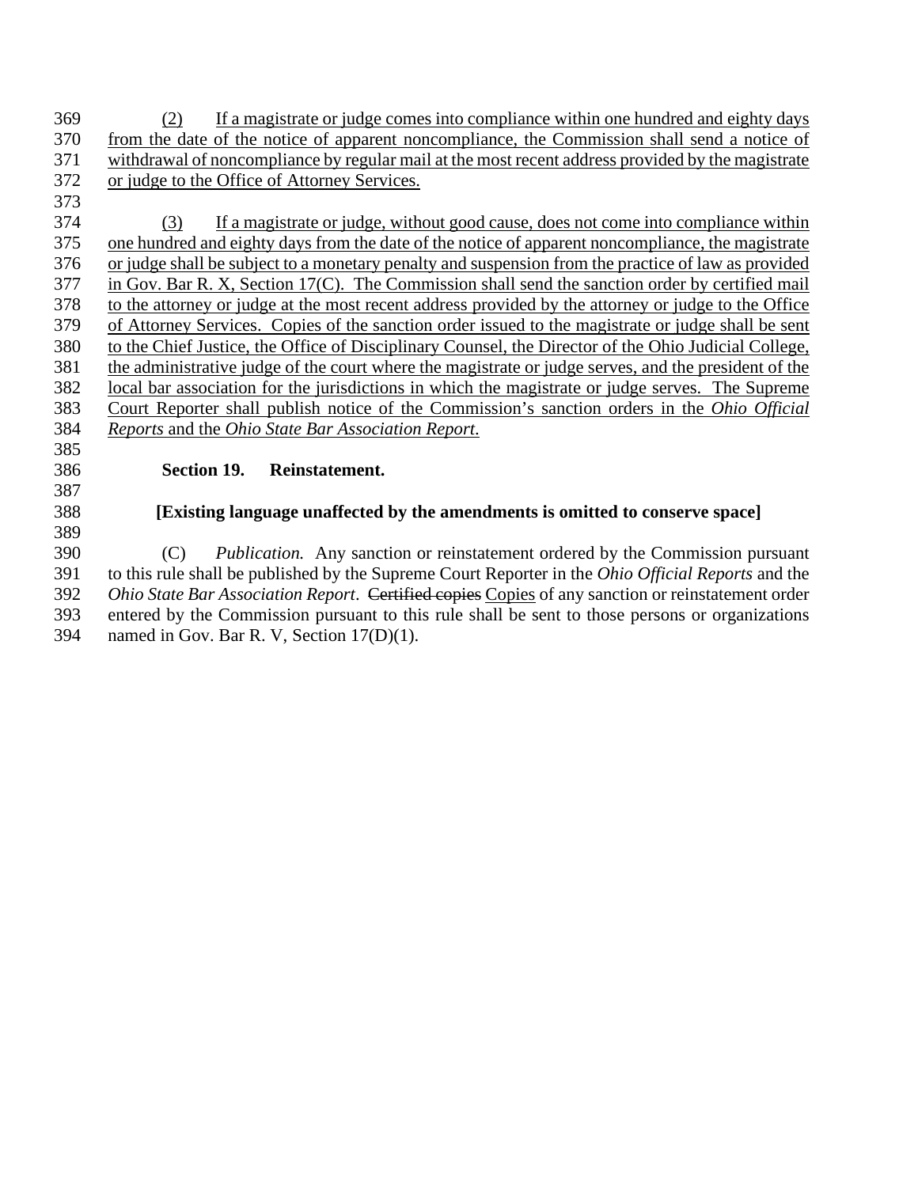(2) If a magistrate or judge comes into compliance within one hundred and eighty days from the date of the notice of apparent noncompliance, the Commission shall send a notice of withdrawal of noncompliance by regular mail at the most recent address provided by the magistrate or judge to the Office of Attorney Services.

(3) If a magistrate or judge, without good cause, does not come into compliance within one hundred and eighty days from the date of the notice of apparent noncompliance, the magistrate or judge shall be subject to a monetary penalty and suspension from the practice of law as provided in Gov. Bar R. X, Section 17(C). The Commission shall send the sanction order by certified mail to the attorney or judge at the most recent address provided by the attorney or judge to the Office of Attorney Services. Copies of the sanction order issued to the magistrate or judge shall be sent to the Chief Justice, the Office of Disciplinary Counsel, the Director of the Ohio Judicial College, the administrative judge of the court where the magistrate or judge serves, and the president of the local bar association for the jurisdictions in which the magistrate or judge serves. The Supreme Court Reporter shall publish notice of the Commission's sanction orders in the *Ohio Official Reports* and the *Ohio State Bar Association Report*.

**Section 19. Reinstatement.**

**[Existing language unaffected by the amendments is omitted to conserve space]**

(C) *Publication.* Any sanction or reinstatement ordered by the Commission pursuant to this rule shall be published by the Supreme Court Reporter in the *Ohio Official Reports* and the *Ohio State Bar Association Report*. ~~Certified copies~~ Copies of any sanction or reinstatement order entered by the Commission pursuant to this rule shall be sent to those persons or organizations named in Gov. Bar R. V, Section 17(D)(1).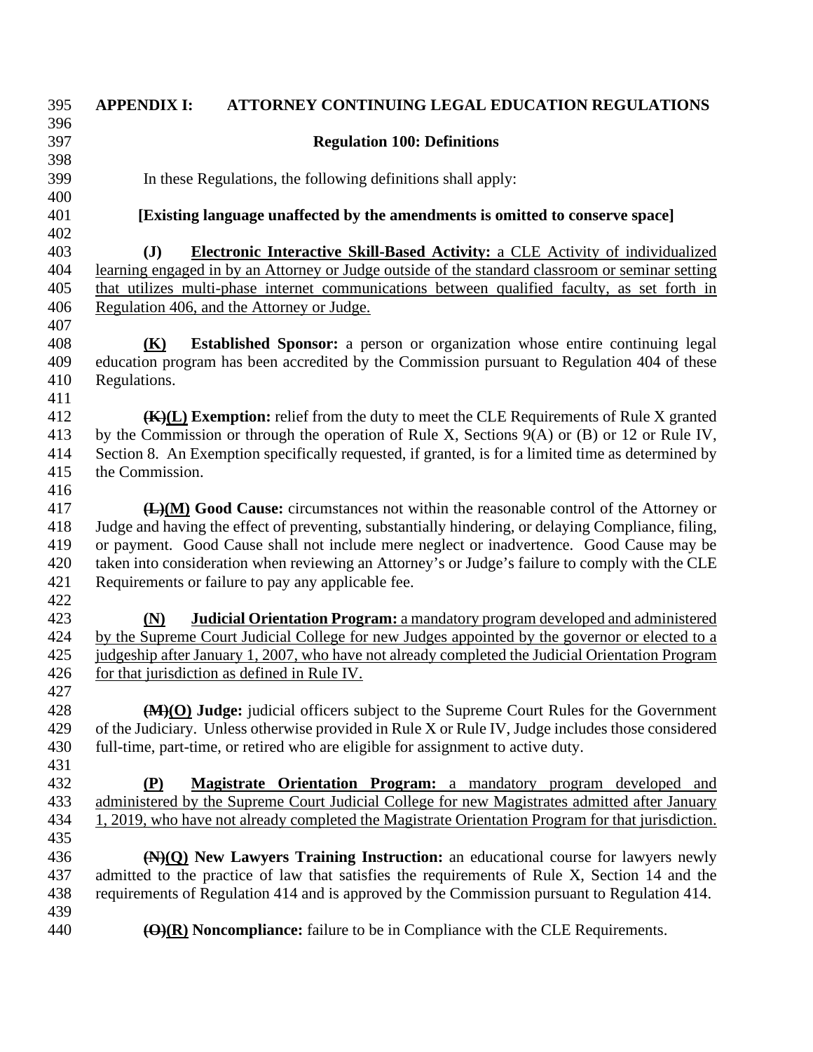**APPENDIX I: ATTORNEY CONTINUING LEGAL EDUCATION REGULATIONS**

**Regulation 100: Definitions**

In these Regulations, the following definitions shall apply:

**[Existing language unaffected by the amendments is omitted to conserve space]**

**(J) Electronic Interactive Skill-Based Activity:** a CLE Activity of individualized learning engaged in by an Attorney or Judge outside of the standard classroom or seminar setting that utilizes multi-phase internet communications between qualified faculty, as set forth in Regulation 406, and the Attorney or Judge.

**(K) Established Sponsor:** a person or organization whose entire continuing legal education program has been accredited by the Commission pursuant to Regulation 404 of these Regulations.

~~**(K)**~~**(L) Exemption:** relief from the duty to meet the CLE Requirements of Rule X granted by the Commission or through the operation of Rule X, Sections 9(A) or (B) or 12 or Rule IV, Section 8. An Exemption specifically requested, if granted, is for a limited time as determined by the Commission.

~~**(L)**~~**(M) Good Cause:** circumstances not within the reasonable control of the Attorney or Judge and having the effect of preventing, substantially hindering, or delaying Compliance, filing, or payment. Good Cause shall not include mere neglect or inadvertence. Good Cause may be taken into consideration when reviewing an Attorney's or Judge's failure to comply with the CLE Requirements or failure to pay any applicable fee.

**(N) Judicial Orientation Program:** a mandatory program developed and administered by the Supreme Court Judicial College for new Judges appointed by the governor or elected to a judgeship after January 1, 2007, who have not already completed the Judicial Orientation Program for that jurisdiction as defined in Rule IV.

~~**(M)**~~**(O) Judge:** judicial officers subject to the Supreme Court Rules for the Government of the Judiciary. Unless otherwise provided in Rule X or Rule IV, Judge includes those considered full-time, part-time, or retired who are eligible for assignment to active duty.

**(P) Magistrate Orientation Program:** a mandatory program developed and administered by the Supreme Court Judicial College for new Magistrates admitted after January 1, 2019, who have not already completed the Magistrate Orientation Program for that jurisdiction.

~~**(N)**~~**(Q) New Lawyers Training Instruction:** an educational course for lawyers newly admitted to the practice of law that satisfies the requirements of Rule X, Section 14 and the requirements of Regulation 414 and is approved by the Commission pursuant to Regulation 414.

~~**(O)**~~**(R) Noncompliance:** failure to be in Compliance with the CLE Requirements.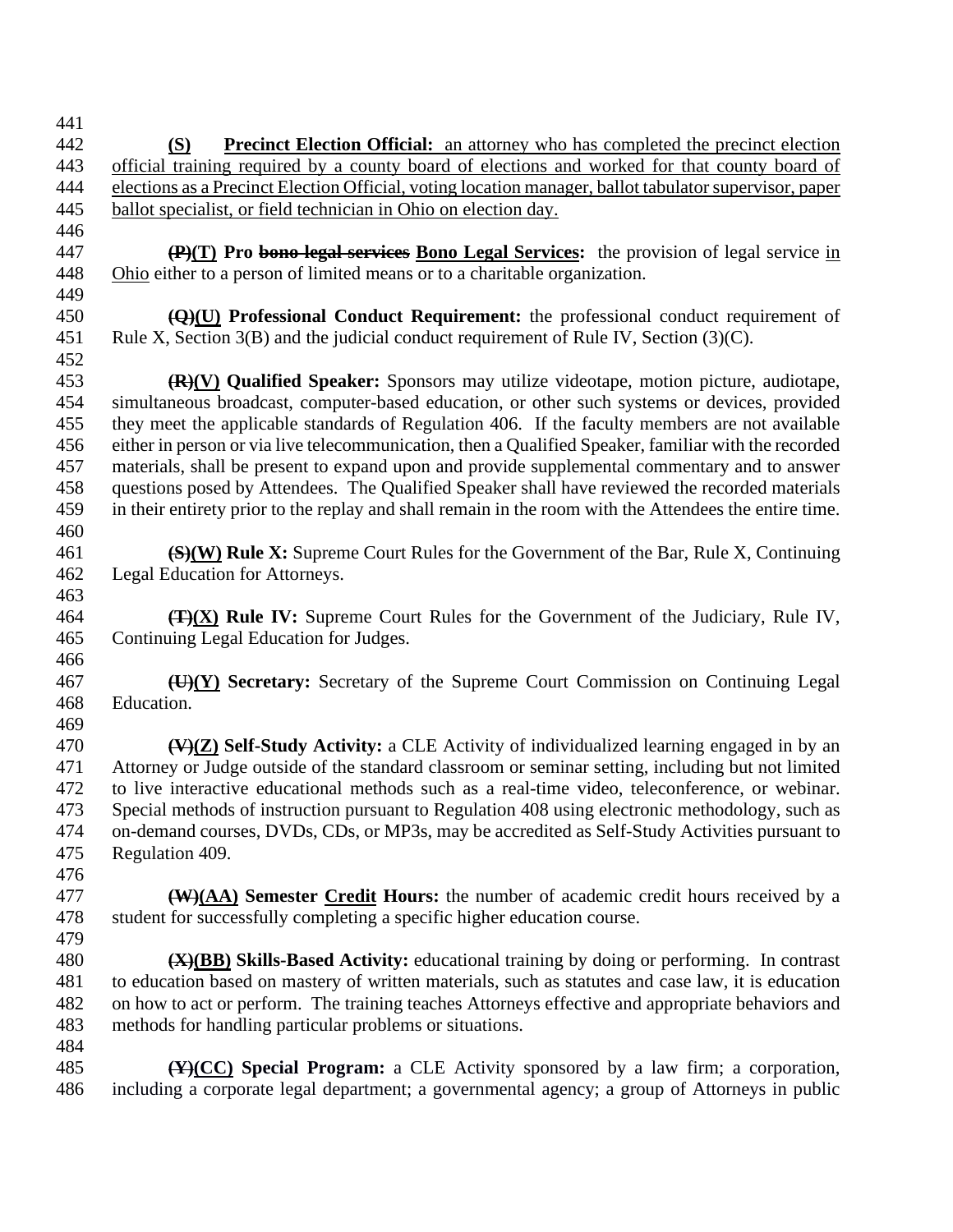**(S) Precinct Election Official:** an attorney who has completed the precinct election official training required by a county board of elections and worked for that county board of elections as a Precinct Election Official, voting location manager, ballot tabulator supervisor, paper ballot specialist, or field technician in Ohio on election day.

**~~(P)~~(T) Pro ~~bono legal services~~ Bono Legal Services:** the provision of legal service in Ohio either to a person of limited means or to a charitable organization.

**~~(Q)~~(U) Professional Conduct Requirement:** the professional conduct requirement of Rule X, Section 3(B) and the judicial conduct requirement of Rule IV, Section (3)(C).

**~~(R)~~(V) Qualified Speaker:** Sponsors may utilize videotape, motion picture, audiotape, simultaneous broadcast, computer-based education, or other such systems or devices, provided they meet the applicable standards of Regulation 406. If the faculty members are not available either in person or via live telecommunication, then a Qualified Speaker, familiar with the recorded materials, shall be present to expand upon and provide supplemental commentary and to answer questions posed by Attendees. The Qualified Speaker shall have reviewed the recorded materials in their entirety prior to the replay and shall remain in the room with the Attendees the entire time.

**~~(S)~~(W) Rule X:** Supreme Court Rules for the Government of the Bar, Rule X, Continuing Legal Education for Attorneys.

**~~(T)~~(X) Rule IV:** Supreme Court Rules for the Government of the Judiciary, Rule IV, Continuing Legal Education for Judges.

**~~(U)~~(Y) Secretary:** Secretary of the Supreme Court Commission on Continuing Legal Education.

**~~(V)~~(Z) Self-Study Activity:** a CLE Activity of individualized learning engaged in by an Attorney or Judge outside of the standard classroom or seminar setting, including but not limited to live interactive educational methods such as a real-time video, teleconference, or webinar. Special methods of instruction pursuant to Regulation 408 using electronic methodology, such as on-demand courses, DVDs, CDs, or MP3s, may be accredited as Self-Study Activities pursuant to Regulation 409.

**~~(W)~~(AA) Semester Credit Hours:** the number of academic credit hours received by a student for successfully completing a specific higher education course.

**~~(X)~~(BB) Skills-Based Activity:** educational training by doing or performing. In contrast to education based on mastery of written materials, such as statutes and case law, it is education on how to act or perform. The training teaches Attorneys effective and appropriate behaviors and methods for handling particular problems or situations.

**~~(Y)~~(CC) Special Program:** a CLE Activity sponsored by a law firm; a corporation, including a corporate legal department; a governmental agency; a group of Attorneys in public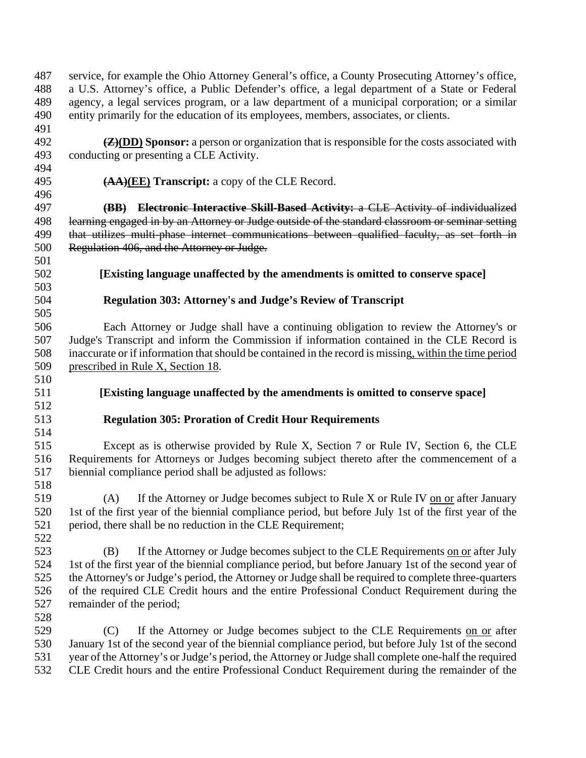service, for example the Ohio Attorney General's office, a County Prosecuting Attorney's office, a U.S. Attorney's office, a Public Defender's office, a legal department of a State or Federal agency, a legal services program, or a law department of a municipal corporation; or a similar entity primarily for the education of its employees, members, associates, or clients.

~~**(Z)**~~<u>**(DD)**</u> **Sponsor:** a person or organization that is responsible for the costs associated with conducting or presenting a CLE Activity.

~~**(AA)**~~<u>**(EE)**</u> **Transcript:** a copy of the CLE Record.

~~**(BB) Electronic Interactive Skill-Based Activity:** a CLE Activity of individualized learning engaged in by an Attorney or Judge outside of the standard classroom or seminar setting that utilizes multi-phase internet communications between qualified faculty, as set forth in Regulation 406, and the Attorney or Judge.~~

**[Existing language unaffected by the amendments is omitted to conserve space]**

**Regulation 303: Attorney's and Judge's Review of Transcript**

Each Attorney or Judge shall have a continuing obligation to review the Attorney's or Judge's Transcript and inform the Commission if information contained in the CLE Record is inaccurate or if information that should be contained in the record is missing<u>, within the time period prescribed in Rule X, Section 18</u>.

**[Existing language unaffected by the amendments is omitted to conserve space]**

**Regulation 305: Proration of Credit Hour Requirements**

Except as is otherwise provided by Rule X, Section 7 or Rule IV, Section 6, the CLE Requirements for Attorneys or Judges becoming subject thereto after the commencement of a biennial compliance period shall be adjusted as follows:

(A) If the Attorney or Judge becomes subject to Rule X or Rule IV <u>on or</u> after January 1st of the first year of the biennial compliance period, but before July 1st of the first year of the period, there shall be no reduction in the CLE Requirement;

(B) If the Attorney or Judge becomes subject to the CLE Requirements <u>on or</u> after July 1st of the first year of the biennial compliance period, but before January 1st of the second year of the Attorney's or Judge's period, the Attorney or Judge shall be required to complete three-quarters of the required CLE Credit hours and the entire Professional Conduct Requirement during the remainder of the period;

(C) If the Attorney or Judge becomes subject to the CLE Requirements <u>on or</u> after January 1st of the second year of the biennial compliance period, but before July 1st of the second year of the Attorney's or Judge's period, the Attorney or Judge shall complete one-half the required CLE Credit hours and the entire Professional Conduct Requirement during the remainder of the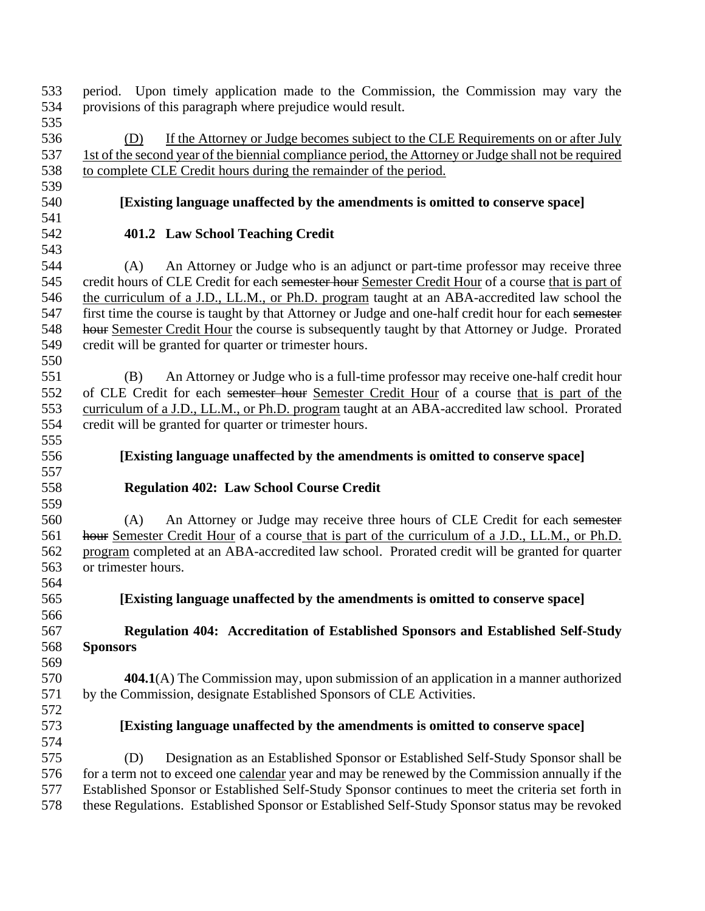period. Upon timely application made to the Commission, the Commission may vary the provisions of this paragraph where prejudice would result.

(D) If the Attorney or Judge becomes subject to the CLE Requirements on or after July 1st of the second year of the biennial compliance period, the Attorney or Judge shall not be required to complete CLE Credit hours during the remainder of the period.

**[Existing language unaffected by the amendments is omitted to conserve space]**

**401.2 Law School Teaching Credit**

(A) An Attorney or Judge who is an adjunct or part-time professor may receive three credit hours of CLE Credit for each ~~semester hour~~ Semester Credit Hour of a course that is part of the curriculum of a J.D., LL.M., or Ph.D. program taught at an ABA-accredited law school the first time the course is taught by that Attorney or Judge and one-half credit hour for each ~~semester hour~~ Semester Credit Hour the course is subsequently taught by that Attorney or Judge. Prorated credit will be granted for quarter or trimester hours.

(B) An Attorney or Judge who is a full-time professor may receive one-half credit hour of CLE Credit for each ~~semester hour~~ Semester Credit Hour of a course that is part of the curriculum of a J.D., LL.M., or Ph.D. program taught at an ABA-accredited law school. Prorated credit will be granted for quarter or trimester hours.

**[Existing language unaffected by the amendments is omitted to conserve space]**

**Regulation 402: Law School Course Credit**

(A) An Attorney or Judge may receive three hours of CLE Credit for each ~~semester hour~~ Semester Credit Hour of a course that is part of the curriculum of a J.D., LL.M., or Ph.D. program completed at an ABA-accredited law school. Prorated credit will be granted for quarter or trimester hours.

**[Existing language unaffected by the amendments is omitted to conserve space]**

**Regulation 404: Accreditation of Established Sponsors and Established Self-Study Sponsors**

**404.1**(A) The Commission may, upon submission of an application in a manner authorized by the Commission, designate Established Sponsors of CLE Activities.

**[Existing language unaffected by the amendments is omitted to conserve space]**

(D) Designation as an Established Sponsor or Established Self-Study Sponsor shall be for a term not to exceed one calendar year and may be renewed by the Commission annually if the Established Sponsor or Established Self-Study Sponsor continues to meet the criteria set forth in these Regulations. Established Sponsor or Established Self-Study Sponsor status may be revoked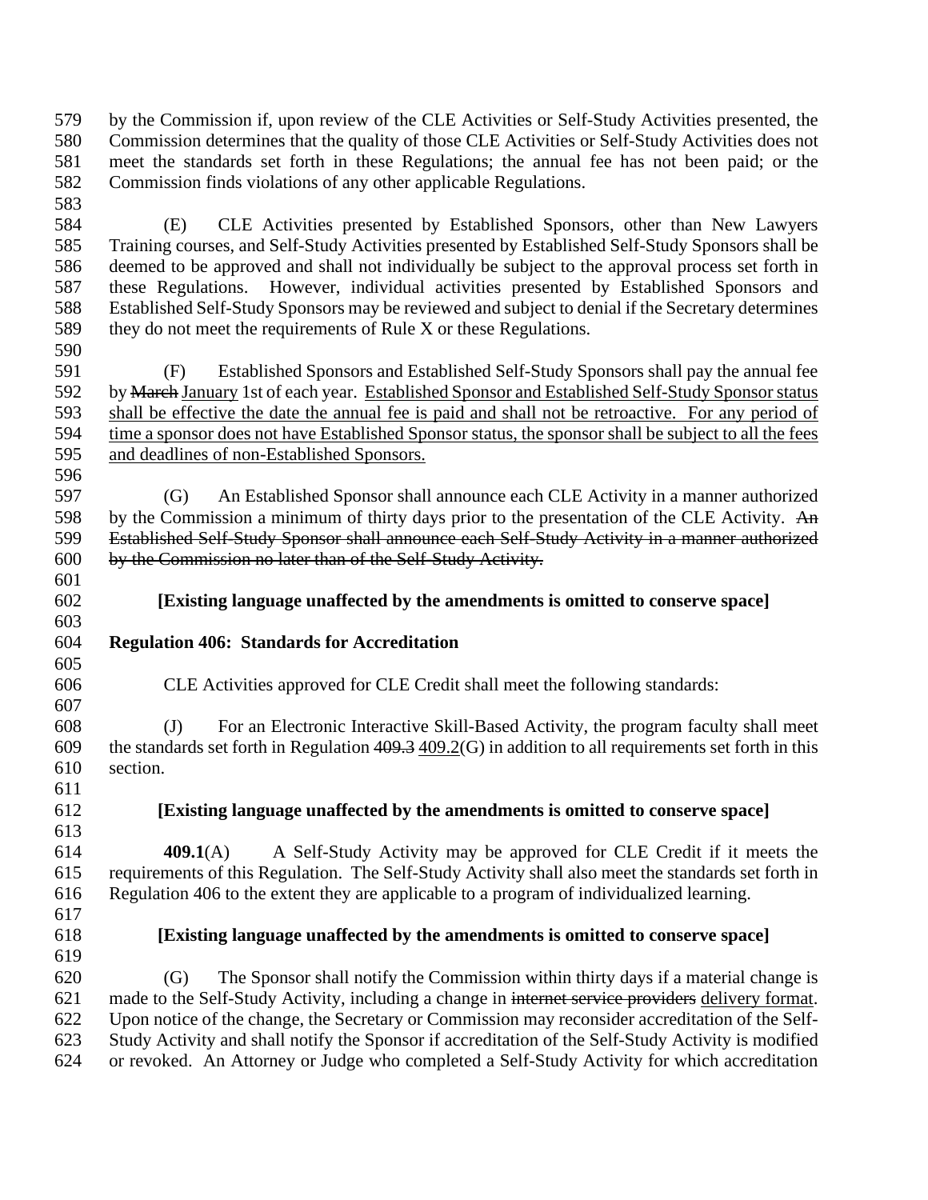by the Commission if, upon review of the CLE Activities or Self-Study Activities presented, the Commission determines that the quality of those CLE Activities or Self-Study Activities does not meet the standards set forth in these Regulations; the annual fee has not been paid; or the Commission finds violations of any other applicable Regulations.

(E) CLE Activities presented by Established Sponsors, other than New Lawyers Training courses, and Self-Study Activities presented by Established Self-Study Sponsors shall be deemed to be approved and shall not individually be subject to the approval process set forth in these Regulations. However, individual activities presented by Established Sponsors and Established Self-Study Sponsors may be reviewed and subject to denial if the Secretary determines they do not meet the requirements of Rule X or these Regulations.

(F) Established Sponsors and Established Self-Study Sponsors shall pay the annual fee by ~~March~~ <u>January</u> 1st of each year. <u>Established Sponsor and Established Self-Study Sponsor status shall be effective the date the annual fee is paid and shall not be retroactive. For any period of time a sponsor does not have Established Sponsor status, the sponsor shall be subject to all the fees and deadlines of non-Established Sponsors.</u>

(G) An Established Sponsor shall announce each CLE Activity in a manner authorized by the Commission a minimum of thirty days prior to the presentation of the CLE Activity. ~~An Established Self-Study Sponsor shall announce each Self-Study Activity in a manner authorized by the Commission no later than of the Self-Study Activity.~~

**[Existing language unaffected by the amendments is omitted to conserve space]**

**Regulation 406: Standards for Accreditation**

CLE Activities approved for CLE Credit shall meet the following standards:

(J) For an Electronic Interactive Skill-Based Activity, the program faculty shall meet the standards set forth in Regulation ~~409.3~~ <u>409.2</u>(G) in addition to all requirements set forth in this section.

**[Existing language unaffected by the amendments is omitted to conserve space]**

**409.1**(A) A Self-Study Activity may be approved for CLE Credit if it meets the requirements of this Regulation. The Self-Study Activity shall also meet the standards set forth in Regulation 406 to the extent they are applicable to a program of individualized learning.

**[Existing language unaffected by the amendments is omitted to conserve space]**

(G) The Sponsor shall notify the Commission within thirty days if a material change is made to the Self-Study Activity, including a change in ~~internet service providers~~ <u>delivery format</u>. Upon notice of the change, the Secretary or Commission may reconsider accreditation of the Self-Study Activity and shall notify the Sponsor if accreditation of the Self-Study Activity is modified or revoked. An Attorney or Judge who completed a Self-Study Activity for which accreditation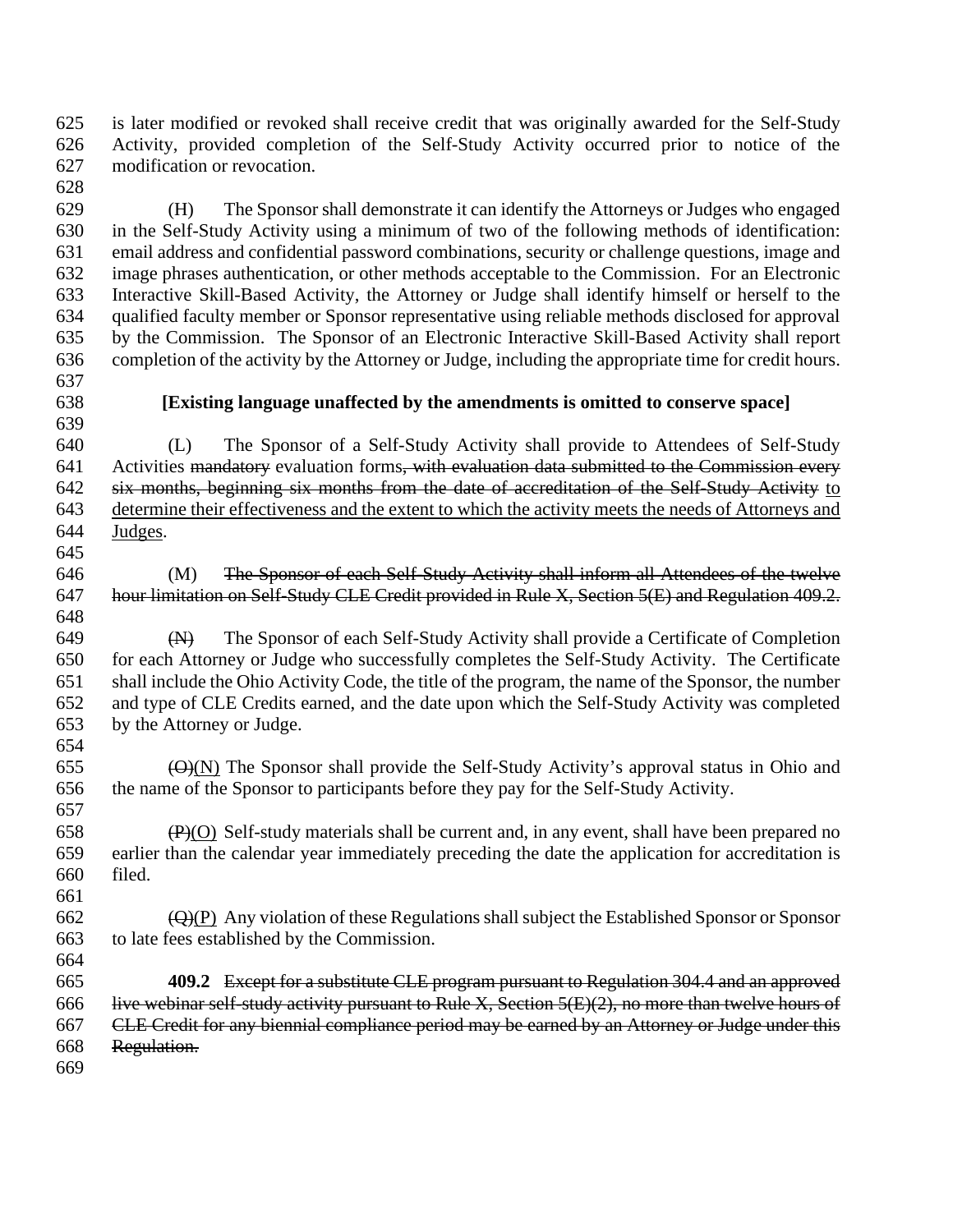is later modified or revoked shall receive credit that was originally awarded for the Self-Study Activity, provided completion of the Self-Study Activity occurred prior to notice of the modification or revocation.

(H) The Sponsor shall demonstrate it can identify the Attorneys or Judges who engaged in the Self-Study Activity using a minimum of two of the following methods of identification: email address and confidential password combinations, security or challenge questions, image and image phrases authentication, or other methods acceptable to the Commission. For an Electronic Interactive Skill-Based Activity, the Attorney or Judge shall identify himself or herself to the qualified faculty member or Sponsor representative using reliable methods disclosed for approval by the Commission. The Sponsor of an Electronic Interactive Skill-Based Activity shall report completion of the activity by the Attorney or Judge, including the appropriate time for credit hours.

**[Existing language unaffected by the amendments is omitted to conserve space]**

(L) The Sponsor of a Self-Study Activity shall provide to Attendees of Self-Study Activities ~~mandatory~~ evaluation forms~~, with evaluation data submitted to the Commission every six months, beginning six months from the date of accreditation of the Self-Study Activity~~ <u>to determine their effectiveness and the extent to which the activity meets the needs of Attorneys and Judges</u>.

(M) ~~The Sponsor of each Self-Study Activity shall inform all Attendees of the twelve hour limitation on Self-Study CLE Credit provided in Rule X, Section 5(E) and Regulation 409.2.~~

~~(N)~~ The Sponsor of each Self-Study Activity shall provide a Certificate of Completion for each Attorney or Judge who successfully completes the Self-Study Activity. The Certificate shall include the Ohio Activity Code, the title of the program, the name of the Sponsor, the number and type of CLE Credits earned, and the date upon which the Self-Study Activity was completed by the Attorney or Judge.

~~(O)~~<u>(N)</u> The Sponsor shall provide the Self-Study Activity's approval status in Ohio and the name of the Sponsor to participants before they pay for the Self-Study Activity.

~~(P)~~<u>(O)</u> Self-study materials shall be current and, in any event, shall have been prepared no earlier than the calendar year immediately preceding the date the application for accreditation is filed.

~~(Q)~~<u>(P)</u> Any violation of these Regulations shall subject the Established Sponsor or Sponsor to late fees established by the Commission.

**409.2** ~~Except for a substitute CLE program pursuant to Regulation 304.4 and an approved live webinar self-study activity pursuant to Rule X, Section 5(E)(2), no more than twelve hours of CLE Credit for any biennial compliance period may be earned by an Attorney or Judge under this Regulation.~~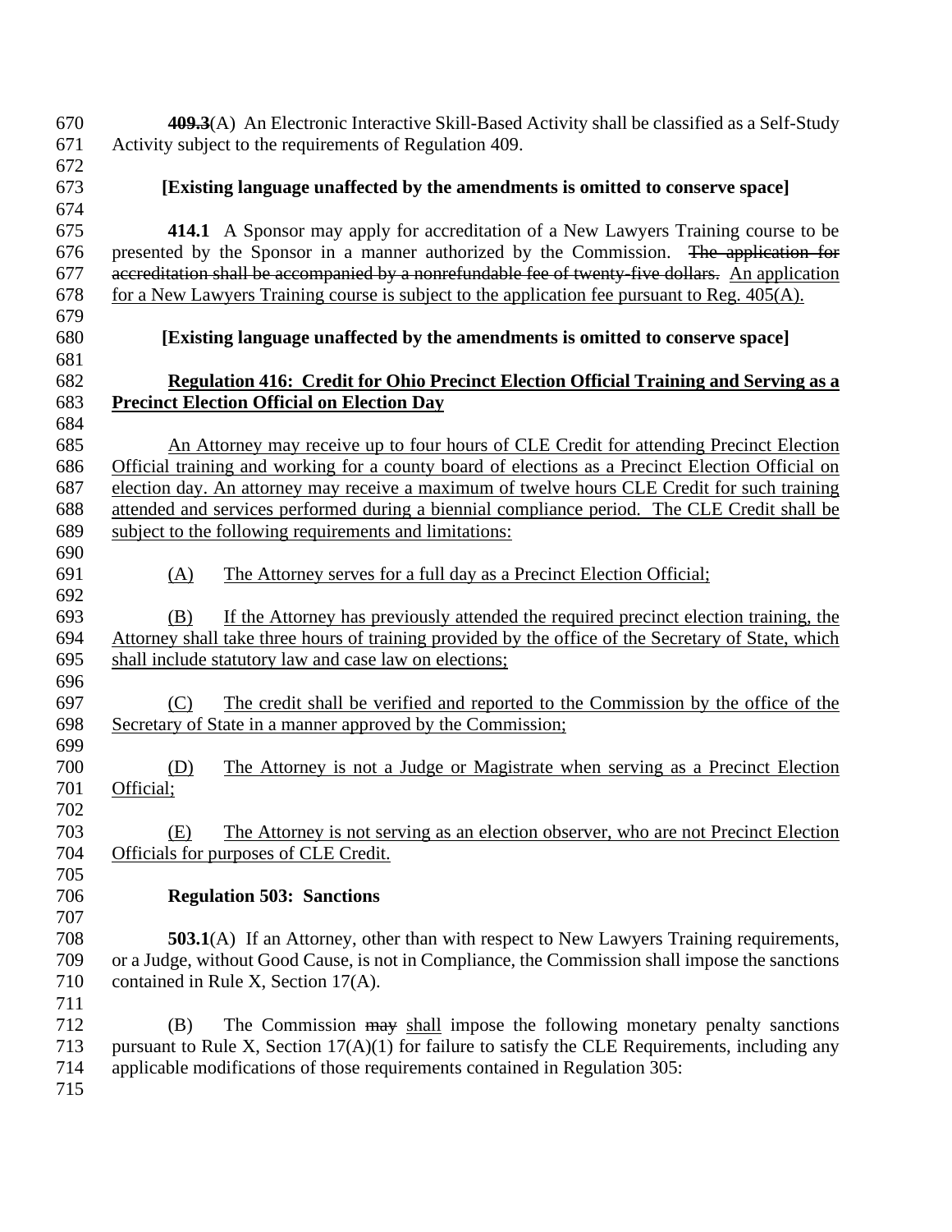~~**409.3**~~(A) An Electronic Interactive Skill-Based Activity shall be classified as a Self-Study Activity subject to the requirements of Regulation 409.

**[Existing language unaffected by the amendments is omitted to conserve space]**

**414.1** A Sponsor may apply for accreditation of a New Lawyers Training course to be presented by the Sponsor in a manner authorized by the Commission. ~~The application for accreditation shall be accompanied by a nonrefundable fee of twenty-five dollars.~~ <u>An application for a New Lawyers Training course is subject to the application fee pursuant to Reg. 405(A).</u>

**[Existing language unaffected by the amendments is omitted to conserve space]**

<u>**Regulation 416: Credit for Ohio Precinct Election Official Training and Serving as a Precinct Election Official on Election Day**</u>

<u>An Attorney may receive up to four hours of CLE Credit for attending Precinct Election Official training and working for a county board of elections as a Precinct Election Official on election day. An attorney may receive a maximum of twelve hours CLE Credit for such training attended and services performed during a biennial compliance period. The CLE Credit shall be subject to the following requirements and limitations:</u>

<u>(A) The Attorney serves for a full day as a Precinct Election Official;</u>

<u>(B) If the Attorney has previously attended the required precinct election training, the Attorney shall take three hours of training provided by the office of the Secretary of State, which shall include statutory law and case law on elections;</u>

<u>(C) The credit shall be verified and reported to the Commission by the office of the Secretary of State in a manner approved by the Commission;</u>

<u>(D) The Attorney is not a Judge or Magistrate when serving as a Precinct Election Official;</u>

<u>(E) The Attorney is not serving as an election observer, who are not Precinct Election Officials for purposes of CLE Credit.</u>

**Regulation 503: Sanctions**

**503.1**(A) If an Attorney, other than with respect to New Lawyers Training requirements, or a Judge, without Good Cause, is not in Compliance, the Commission shall impose the sanctions contained in Rule X, Section 17(A).

(B) The Commission ~~may~~ <u>shall</u> impose the following monetary penalty sanctions pursuant to Rule X, Section 17(A)(1) for failure to satisfy the CLE Requirements, including any applicable modifications of those requirements contained in Regulation 305: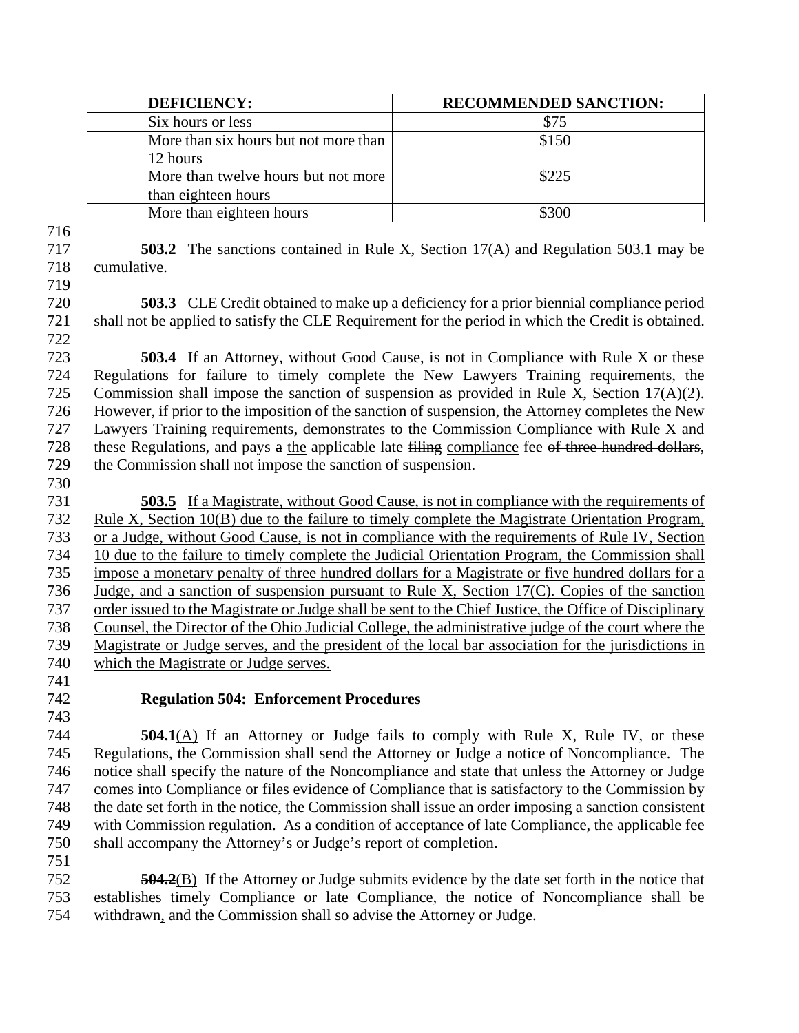| DEFICIENCY: | RECOMMENDED SANCTION: |
|---|---|
| Six hours or less | $75 |
| More than six hours but not more than 12 hours | $150 |
| More than twelve hours but not more than eighteen hours | $225 |
| More than eighteen hours | $300 |

**503.2** The sanctions contained in Rule X, Section 17(A) and Regulation 503.1 may be cumulative.

**503.3** CLE Credit obtained to make up a deficiency for a prior biennial compliance period shall not be applied to satisfy the CLE Requirement for the period in which the Credit is obtained.

**503.4** If an Attorney, without Good Cause, is not in Compliance with Rule X or these Regulations for failure to timely complete the New Lawyers Training requirements, the Commission shall impose the sanction of suspension as provided in Rule X, Section 17(A)(2). However, if prior to the imposition of the sanction of suspension, the Attorney completes the New Lawyers Training requirements, demonstrates to the Commission Compliance with Rule X and these Regulations, and pays ~~a~~ <u>the</u> applicable late ~~filing~~ <u>compliance</u> fee ~~of three hundred dollars~~, the Commission shall not impose the sanction of suspension.

<u>**503.5** If a Magistrate, without Good Cause, is not in compliance with the requirements of Rule X, Section 10(B) due to the failure to timely complete the Magistrate Orientation Program, or a Judge, without Good Cause, is not in compliance with the requirements of Rule IV, Section 10 due to the failure to timely complete the Judicial Orientation Program, the Commission shall impose a monetary penalty of three hundred dollars for a Magistrate or five hundred dollars for a Judge, and a sanction of suspension pursuant to Rule X, Section 17(C). Copies of the sanction order issued to the Magistrate or Judge shall be sent to the Chief Justice, the Office of Disciplinary Counsel, the Director of the Ohio Judicial College, the administrative judge of the court where the Magistrate or Judge serves, and the president of the local bar association for the jurisdictions in which the Magistrate or Judge serves.</u>

### Regulation 504: Enforcement Procedures

**504.1**<u>(A)</u> If an Attorney or Judge fails to comply with Rule X, Rule IV, or these Regulations, the Commission shall send the Attorney or Judge a notice of Noncompliance. The notice shall specify the nature of the Noncompliance and state that unless the Attorney or Judge comes into Compliance or files evidence of Compliance that is satisfactory to the Commission by the date set forth in the notice, the Commission shall issue an order imposing a sanction consistent with Commission regulation. As a condition of acceptance of late Compliance, the applicable fee shall accompany the Attorney's or Judge's report of completion.

~~**504.2**~~<u>(B)</u> If the Attorney or Judge submits evidence by the date set forth in the notice that establishes timely Compliance or late Compliance, the notice of Noncompliance shall be withdrawn<u>,</u> and the Commission shall so advise the Attorney or Judge.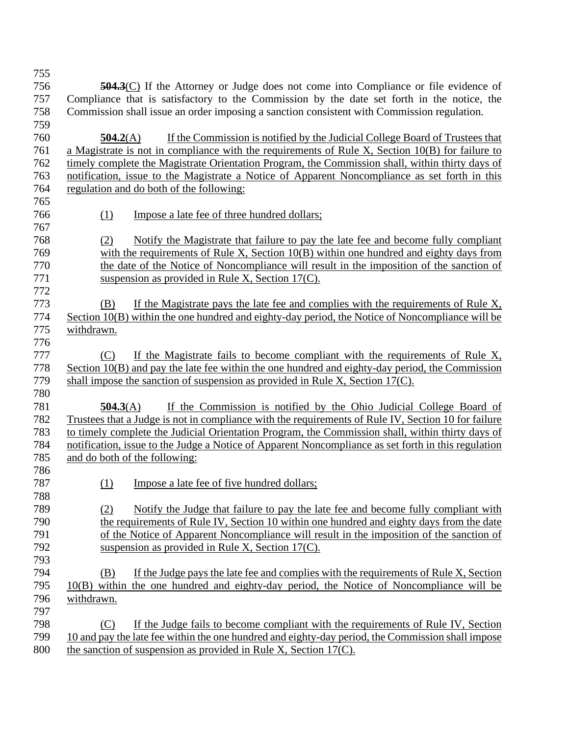**~~504.3~~**(C) If the Attorney or Judge does not come into Compliance or file evidence of Compliance that is satisfactory to the Commission by the date set forth in the notice, the Commission shall issue an order imposing a sanction consistent with Commission regulation.

**504.2**(A) If the Commission is notified by the Judicial College Board of Trustees that a Magistrate is not in compliance with the requirements of Rule X, Section 10(B) for failure to timely complete the Magistrate Orientation Program, the Commission shall, within thirty days of notification, issue to the Magistrate a Notice of Apparent Noncompliance as set forth in this regulation and do both of the following:

(1) Impose a late fee of three hundred dollars;

(2) Notify the Magistrate that failure to pay the late fee and become fully compliant with the requirements of Rule X, Section 10(B) within one hundred and eighty days from the date of the Notice of Noncompliance will result in the imposition of the sanction of suspension as provided in Rule X, Section 17(C).

(B) If the Magistrate pays the late fee and complies with the requirements of Rule X, Section 10(B) within the one hundred and eighty-day period, the Notice of Noncompliance will be withdrawn.

(C) If the Magistrate fails to become compliant with the requirements of Rule X, Section 10(B) and pay the late fee within the one hundred and eighty-day period, the Commission shall impose the sanction of suspension as provided in Rule X, Section 17(C).

**504.3**(A) If the Commission is notified by the Ohio Judicial College Board of Trustees that a Judge is not in compliance with the requirements of Rule IV, Section 10 for failure to timely complete the Judicial Orientation Program, the Commission shall, within thirty days of notification, issue to the Judge a Notice of Apparent Noncompliance as set forth in this regulation and do both of the following:

(1) Impose a late fee of five hundred dollars;

(2) Notify the Judge that failure to pay the late fee and become fully compliant with the requirements of Rule IV, Section 10 within one hundred and eighty days from the date of the Notice of Apparent Noncompliance will result in the imposition of the sanction of suspension as provided in Rule X, Section 17(C).

(B) If the Judge pays the late fee and complies with the requirements of Rule X, Section 10(B) within the one hundred and eighty-day period, the Notice of Noncompliance will be withdrawn.

(C) If the Judge fails to become compliant with the requirements of Rule IV, Section 10 and pay the late fee within the one hundred and eighty-day period, the Commission shall impose the sanction of suspension as provided in Rule X, Section 17(C).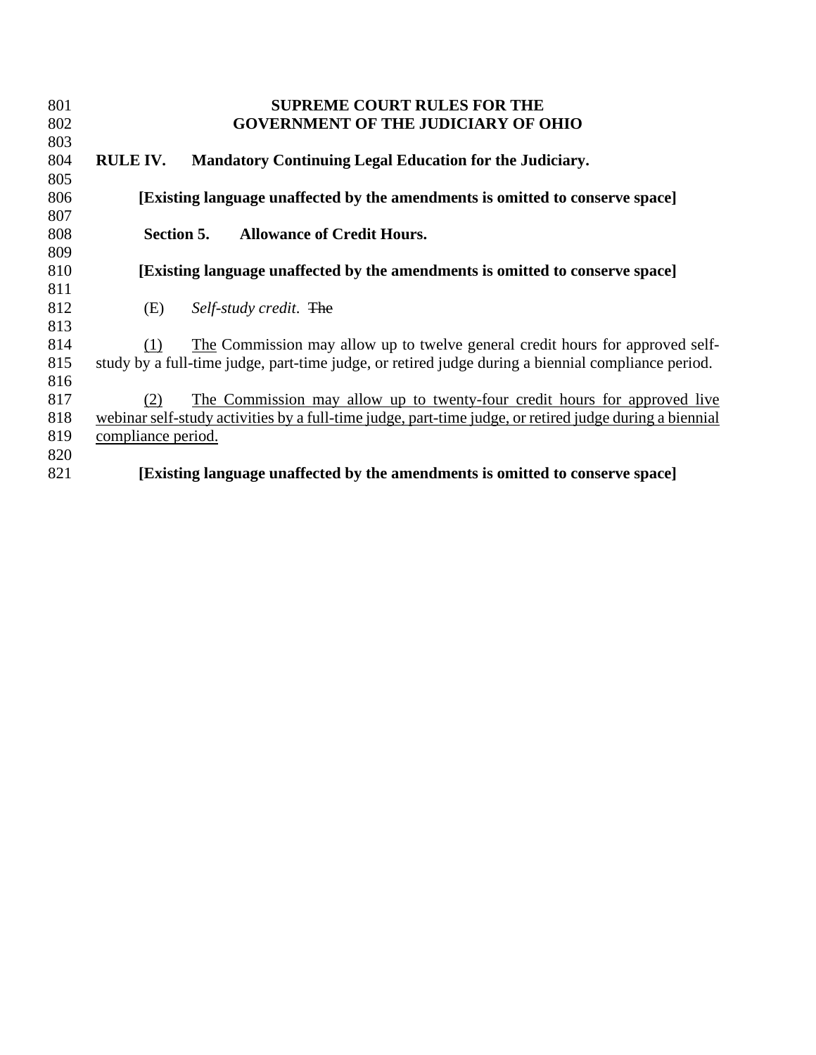**SUPREME COURT RULES FOR THE**
**GOVERNMENT OF THE JUDICIARY OF OHIO**

**RULE IV. Mandatory Continuing Legal Education for the Judiciary.**

**[Existing language unaffected by the amendments is omitted to conserve space]**

**Section 5. Allowance of Credit Hours.**

**[Existing language unaffected by the amendments is omitted to conserve space]**

(E) *Self-study credit.* ~~The~~

(1) The Commission may allow up to twelve general credit hours for approved self-study by a full-time judge, part-time judge, or retired judge during a biennial compliance period.

(2) The Commission may allow up to twenty-four credit hours for approved live webinar self-study activities by a full-time judge, part-time judge, or retired judge during a biennial compliance period.

**[Existing language unaffected by the amendments is omitted to conserve space]**